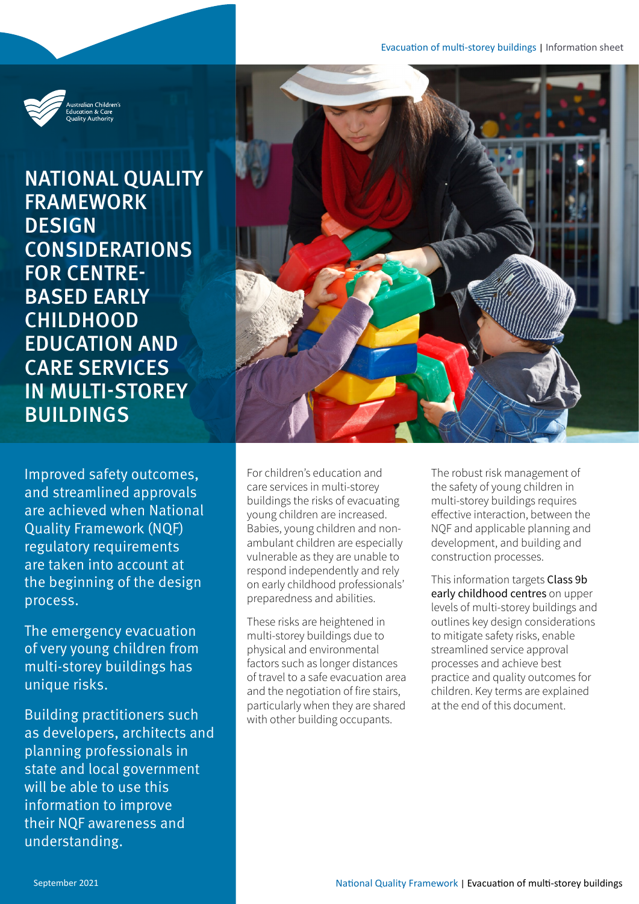# NATIONAL QUALITY FRAMEWORK DESIGN CONSIDERATIONS FOR CENTRE-BASED EARLY CHILDHOOD EDUCATION AND CARE SERVICES IN MULTI-STOREY BUILDINGS

Improved safety outcomes, and streamlined approvals are achieved when National Quality Framework (NQF) regulatory requirements are taken into account at the beginning of the design process.

The emergency evacuation of very young children from multi-storey buildings has unique risks.

Building practitioners such as developers, architects and planning professionals in state and local government will be able to use this information to improve their NQF awareness and understanding.

For children's education and care services in multi-storey buildings the risks of evacuating young children are increased. Babies, young children and non-ambulant children are especially vulnerable as they are unable to respond independently and rely on early childhood professionals' preparedness and abilities.

These risks are heightened in multi-storey buildings due to physical and environmental factors such as longer distances of travel to a safe evacuation area and the negotiation of fire stairs, particularly when they are shared with other building occupants.

The robust risk management of the safety of young children in multi-storey buildings requires effective interaction, between the NQF and applicable planning and development, and building and construction processes.

This information targets Class 9b early childhood centres on upper levels of multi-storey buildings and outlines key design considerations to mitigate safety risks, enable streamlined service approval processes and achieve best practice and quality outcomes for children. Key terms are explained at the end of this document.

September 2021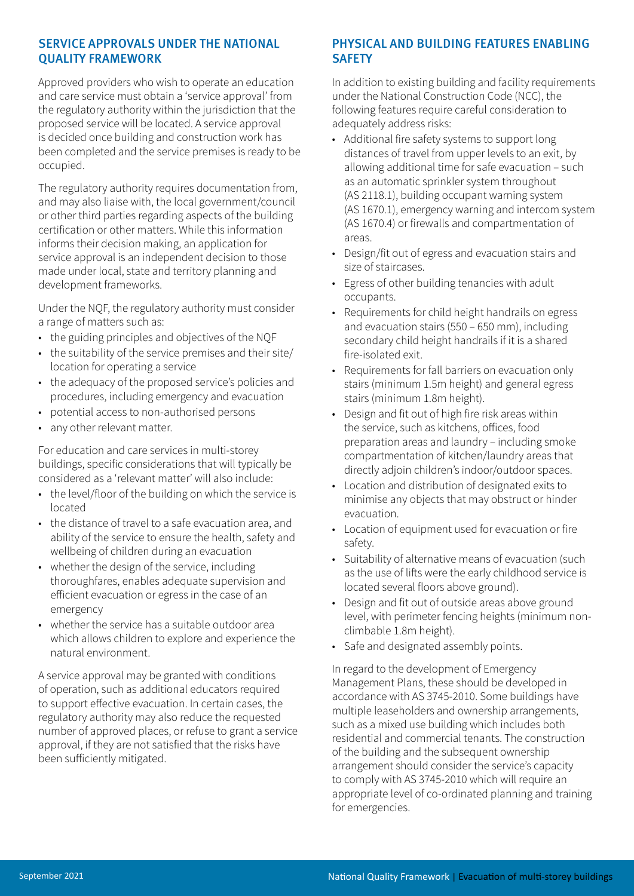## SERVICE APPROVALS UNDER THE NATIONAL QUALITY FRAMEWORK

Approved providers who wish to operate an education and care service must obtain a 'service approval' from the regulatory authority within the jurisdiction that the proposed service will be located. A service approval is decided once building and construction work has been completed and the service premises is ready to be occupied.

The regulatory authority requires documentation from, and may also liaise with, the local government/council or other third parties regarding aspects of the building certification or other matters. While this information informs their decision making, an application for service approval is an independent decision to those made under local, state and territory planning and development frameworks.

Under the NQF, the regulatory authority must consider a range of matters such as:

- the guiding principles and objectives of the NQF
- the suitability of the service premises and their site/location for operating a service
- the adequacy of the proposed service's policies and procedures, including emergency and evacuation
- potential access to non-authorised persons
- any other relevant matter.

For education and care services in multi-storey buildings, specific considerations that will typically be considered as a 'relevant matter' will also include:

- the level/floor of the building on which the service is located
- the distance of travel to a safe evacuation area, and ability of the service to ensure the health, safety and wellbeing of children during an evacuation
- whether the design of the service, including thoroughfares, enables adequate supervision and efficient evacuation or egress in the case of an emergency
- whether the service has a suitable outdoor area which allows children to explore and experience the natural environment.

A service approval may be granted with conditions of operation, such as additional educators required to support effective evacuation. In certain cases, the regulatory authority may also reduce the requested number of approved places, or refuse to grant a service approval, if they are not satisfied that the risks have been sufficiently mitigated.

## PHYSICAL AND BUILDING FEATURES ENABLING SAFETY

In addition to existing building and facility requirements under the National Construction Code (NCC), the following features require careful consideration to adequately address risks:

- Additional fire safety systems to support long distances of travel from upper levels to an exit, by allowing additional time for safe evacuation – such as an automatic sprinkler system throughout (AS 2118.1), building occupant warning system (AS 1670.1), emergency warning and intercom system (AS 1670.4) or firewalls and compartmentation of areas.
- Design/fit out of egress and evacuation stairs and size of staircases.
- Egress of other building tenancies with adult occupants.
- Requirements for child height handrails on egress and evacuation stairs (550 – 650 mm), including secondary child height handrails if it is a shared fire-isolated exit.
- Requirements for fall barriers on evacuation only stairs (minimum 1.5m height) and general egress stairs (minimum 1.8m height).
- Design and fit out of high fire risk areas within the service, such as kitchens, offices, food preparation areas and laundry – including smoke compartmentation of kitchen/laundry areas that directly adjoin children's indoor/outdoor spaces.
- Location and distribution of designated exits to minimise any objects that may obstruct or hinder evacuation.
- Location of equipment used for evacuation or fire safety.
- Suitability of alternative means of evacuation (such as the use of lifts were the early childhood service is located several floors above ground).
- Design and fit out of outside areas above ground level, with perimeter fencing heights (minimum non-climbable 1.8m height).
- Safe and designated assembly points.

In regard to the development of Emergency Management Plans, these should be developed in accordance with AS 3745-2010. Some buildings have multiple leaseholders and ownership arrangements, such as a mixed use building which includes both residential and commercial tenants. The construction of the building and the subsequent ownership arrangement should consider the service's capacity to comply with AS 3745-2010 which will require an appropriate level of co-ordinated planning and training for emergencies.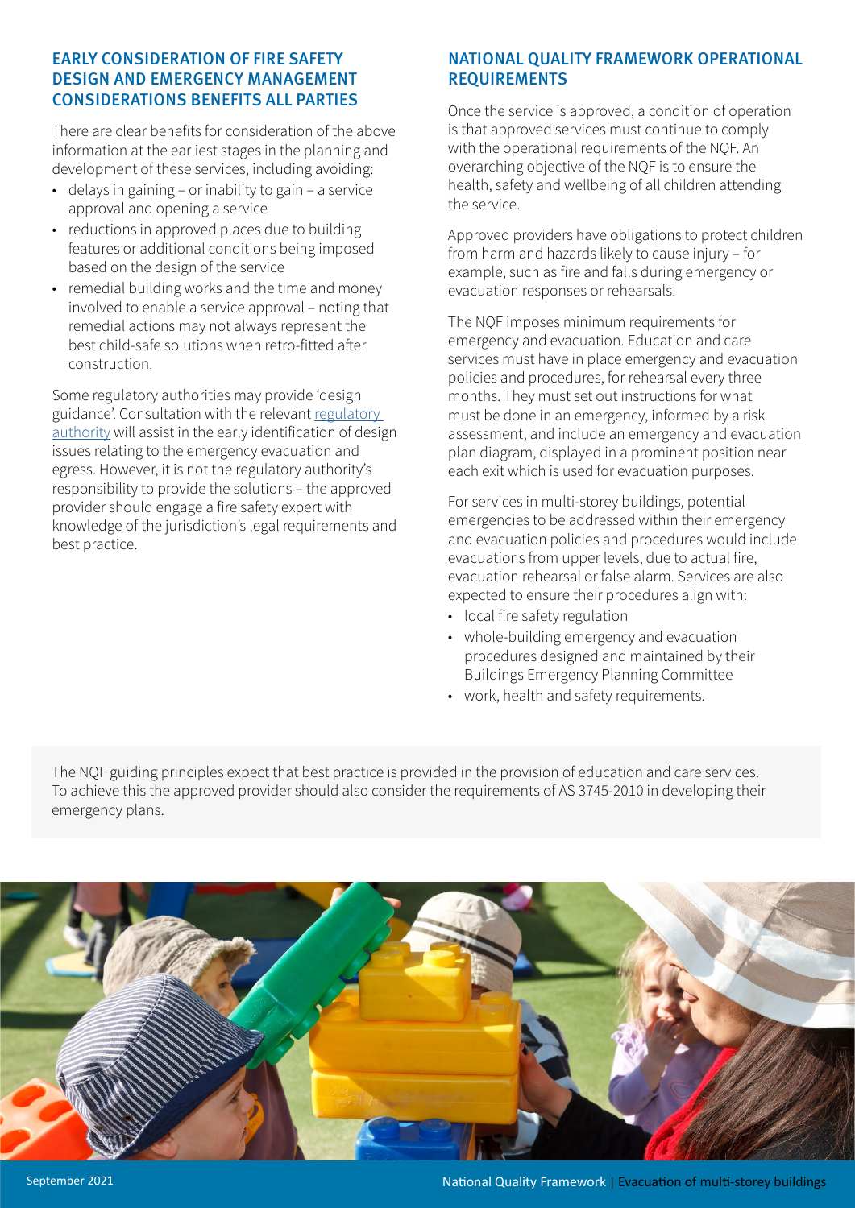## EARLY CONSIDERATION OF FIRE SAFETY DESIGN AND EMERGENCY MANAGEMENT CONSIDERATIONS BENEFITS ALL PARTIES

There are clear benefits for consideration of the above information at the earliest stages in the planning and development of these services, including avoiding:

- delays in gaining – or inability to gain – a service approval and opening a service
- reductions in approved places due to building features or additional conditions being imposed based on the design of the service
- remedial building works and the time and money involved to enable a service approval – noting that remedial actions may not always represent the best child-safe solutions when retro-fitted after construction.

Some regulatory authorities may provide 'design guidance'. Consultation with the relevant regulatory authority will assist in the early identification of design issues relating to the emergency evacuation and egress. However, it is not the regulatory authority's responsibility to provide the solutions – the approved provider should engage a fire safety expert with knowledge of the jurisdiction's legal requirements and best practice.

## NATIONAL QUALITY FRAMEWORK OPERATIONAL REQUIREMENTS

Once the service is approved, a condition of operation is that approved services must continue to comply with the operational requirements of the NQF. An overarching objective of the NQF is to ensure the health, safety and wellbeing of all children attending the service.

Approved providers have obligations to protect children from harm and hazards likely to cause injury – for example, such as fire and falls during emergency or evacuation responses or rehearsals.

The NQF imposes minimum requirements for emergency and evacuation. Education and care services must have in place emergency and evacuation policies and procedures, for rehearsal every three months. They must set out instructions for what must be done in an emergency, informed by a risk assessment, and include an emergency and evacuation plan diagram, displayed in a prominent position near each exit which is used for evacuation purposes.

For services in multi-storey buildings, potential emergencies to be addressed within their emergency and evacuation policies and procedures would include evacuations from upper levels, due to actual fire, evacuation rehearsal or false alarm. Services are also expected to ensure their procedures align with:

- local fire safety regulation
- whole-building emergency and evacuation procedures designed and maintained by their Buildings Emergency Planning Committee
- work, health and safety requirements.

The NQF guiding principles expect that best practice is provided in the provision of education and care services. To achieve this the approved provider should also consider the requirements of AS 3745-2010 in developing their emergency plans.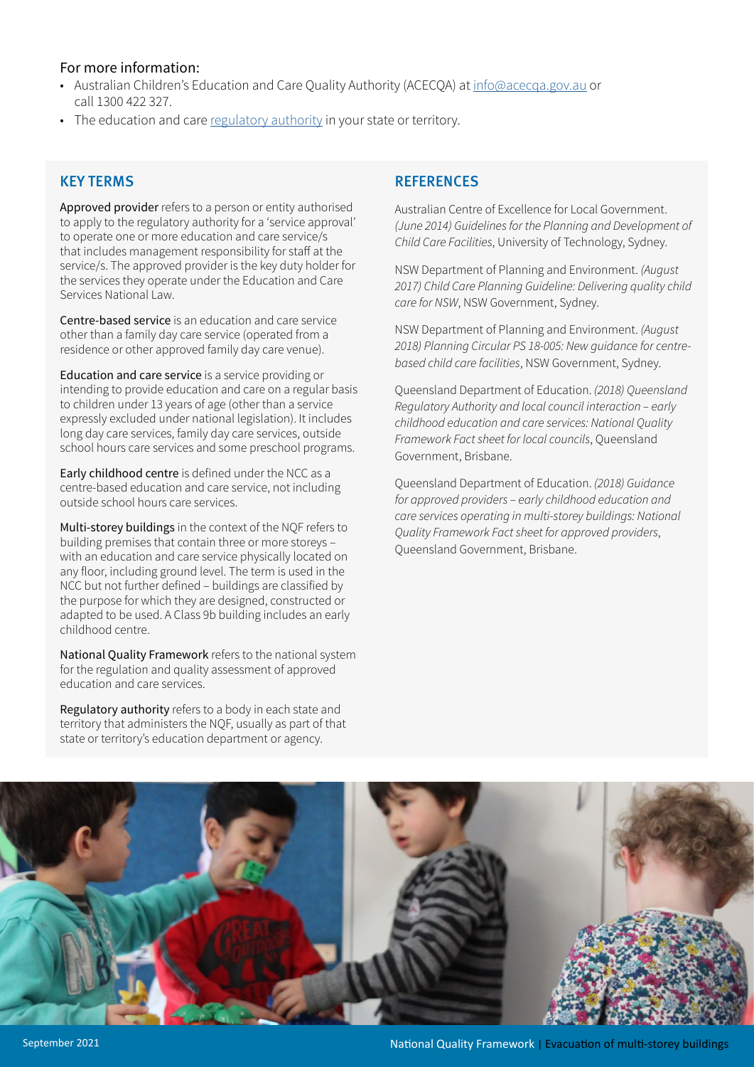For more information:

- Australian Children's Education and Care Quality Authority (ACECQA) at info@acecqa.gov.au or call 1300 422 327.
- The education and care regulatory authority in your state or territory.

## KEY TERMS

**Approved provider** refers to a person or entity authorised to apply to the regulatory authority for a 'service approval' to operate one or more education and care service/s that includes management responsibility for staff at the service/s. The approved provider is the key duty holder for the services they operate under the Education and Care Services National Law.

**Centre-based service** is an education and care service other than a family day care service (operated from a residence or other approved family day care venue).

**Education and care service** is a service providing or intending to provide education and care on a regular basis to children under 13 years of age (other than a service expressly excluded under national legislation). It includes long day care services, family day care services, outside school hours care services and some preschool programs.

**Early childhood centre** is defined under the NCC as a centre-based education and care service, not including outside school hours care services.

**Multi-storey buildings** in the context of the NQF refers to building premises that contain three or more storeys – with an education and care service physically located on any floor, including ground level. The term is used in the NCC but not further defined – buildings are classified by the purpose for which they are designed, constructed or adapted to be used. A Class 9b building includes an early childhood centre.

**National Quality Framework** refers to the national system for the regulation and quality assessment of approved education and care services.

**Regulatory authority** refers to a body in each state and territory that administers the NQF, usually as part of that state or territory's education department or agency.

## REFERENCES

Australian Centre of Excellence for Local Government. *(June 2014) Guidelines for the Planning and Development of Child Care Facilities*, University of Technology, Sydney.

NSW Department of Planning and Environment. *(August 2017) Child Care Planning Guideline: Delivering quality child care for NSW*, NSW Government, Sydney.

NSW Department of Planning and Environment. *(August 2018) Planning Circular PS 18-005: New guidance for centre-based child care facilities*, NSW Government, Sydney.

Queensland Department of Education. *(2018) Queensland Regulatory Authority and local council interaction – early childhood education and care services: National Quality Framework Fact sheet for local councils*, Queensland Government, Brisbane.

Queensland Department of Education. *(2018) Guidance for approved providers – early childhood education and care services operating in multi-storey buildings: National Quality Framework Fact sheet for approved providers*, Queensland Government, Brisbane.